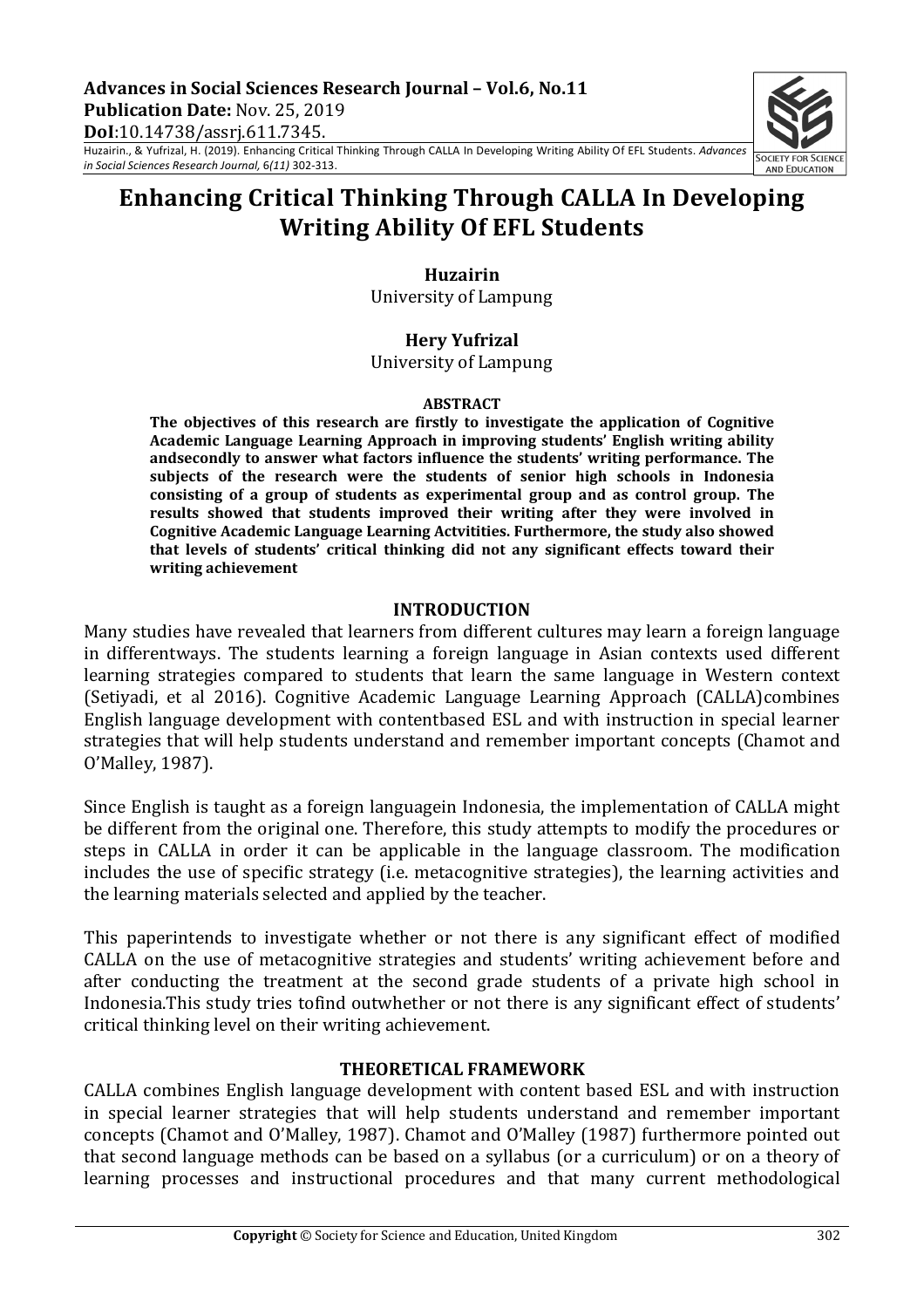**Advances in Social Sciences Research Journal – Vol.6, No.11**
**Publication Date:** Nov. 25, 2019
**DoI**:10.14738/assrj.611.7345.

Huzairin., & Yufrizal, H. (2019). Enhancing Critical Thinking Through CALLA In Developing Writing Ability Of EFL Students. *Advances in Social Sciences Research Journal,* 6*(11)* 302-313.

# Enhancing Critical Thinking Through CALLA In Developing Writing Ability Of EFL Students

**Huzairin**
University of Lampung

**Hery Yufrizal**
University of Lampung

**ABSTRACT**

**The objectives of this research are firstly to investigate the application of Cognitive Academic Language Learning Approach in improving students' English writing ability andsecondly to answer what factors influence the students' writing performance. The subjects of the research were the students of senior high schools in Indonesia consisting of a group of students as experimental group and as control group. The results showed that students improved their writing after they were involved in Cognitive Academic Language Learning Actvitities. Furthermore, the study also showed that levels of students' critical thinking did not any significant effects toward their writing achievement**

## INTRODUCTION

Many studies have revealed that learners from different cultures may learn a foreign language in differentways. The students learning a foreign language in Asian contexts used different learning strategies compared to students that learn the same language in Western context (Setiyadi, et al 2016). Cognitive Academic Language Learning Approach (CALLA)combines English language development with contentbased ESL and with instruction in special learner strategies that will help students understand and remember important concepts (Chamot and O'Malley, 1987).

Since English is taught as a foreign languagein Indonesia, the implementation of CALLA might be different from the original one. Therefore, this study attempts to modify the procedures or steps in CALLA in order it can be applicable in the language classroom. The modification includes the use of specific strategy (i.e. metacognitive strategies), the learning activities and the learning materials selected and applied by the teacher.

This paperintends to investigate whether or not there is any significant effect of modified CALLA on the use of metacognitive strategies and students' writing achievement before and after conducting the treatment at the second grade students of a private high school in Indonesia.This study tries tofind outwhether or not there is any significant effect of students' critical thinking level on their writing achievement.

## THEORETICAL FRAMEWORK

CALLA combines English language development with content based ESL and with instruction in special learner strategies that will help students understand and remember important concepts (Chamot and O'Malley, 1987). Chamot and O'Malley (1987) furthermore pointed out that second language methods can be based on a syllabus (or a curriculum) or on a theory of learning processes and instructional procedures and that many current methodological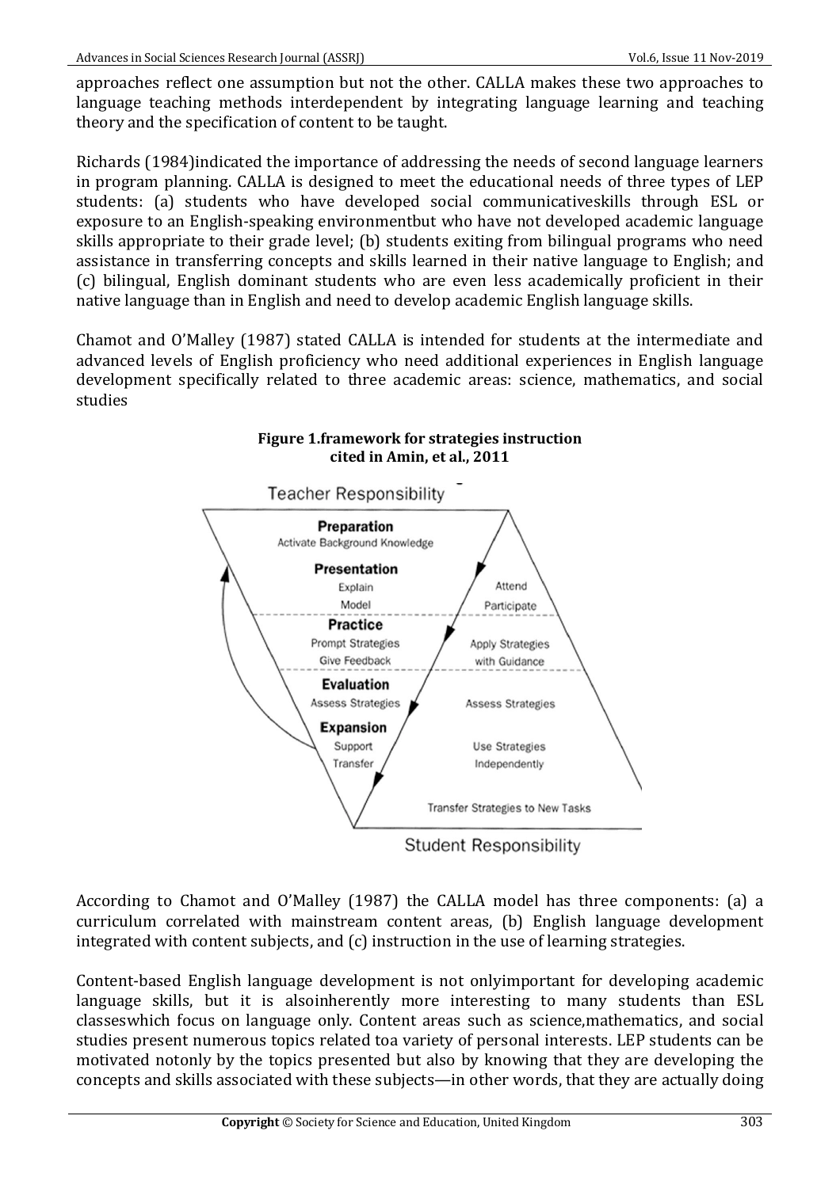approaches reflect one assumption but not the other. CALLA makes these two approaches to language teaching methods interdependent by integrating language learning and teaching theory and the specification of content to be taught.

Richards (1984)indicated the importance of addressing the needs of second language learners in program planning. CALLA is designed to meet the educational needs of three types of LEP students: (a) students who have developed social communicativeskills through ESL or exposure to an English-speaking environmentbut who have not developed academic language skills appropriate to their grade level; (b) students exiting from bilingual programs who need assistance in transferring concepts and skills learned in their native language to English; and (c) bilingual, English dominant students who are even less academically proficient in their native language than in English and need to develop academic English language skills.

Chamot and O'Malley (1987) stated CALLA is intended for students at the intermediate and advanced levels of English proficiency who need additional experiences in English language development specifically related to three academic areas: science, mathematics, and social studies

**Figure 1.framework for strategies instruction cited in Amin, et al., 2011**

According to Chamot and O'Malley (1987) the CALLA model has three components: (a) a curriculum correlated with mainstream content areas, (b) English language development integrated with content subjects, and (c) instruction in the use of learning strategies.

Content-based English language development is not onlyimportant for developing academic language skills, but it is alsoinherently more interesting to many students than ESL classeswhich focus on language only. Content areas such as science,mathematics, and social studies present numerous topics related toa variety of personal interests. LEP students can be motivated notonly by the topics presented but also by knowing that they are developing the concepts and skills associated with these subjects—in other words, that they are actually doing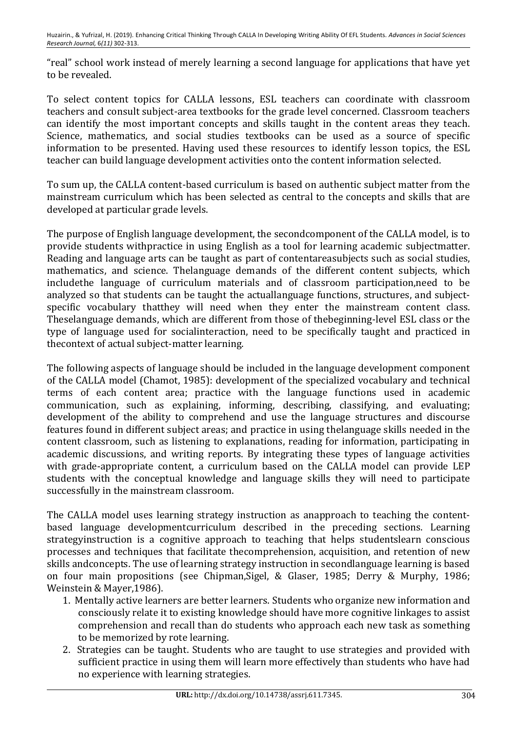"real" school work instead of merely learning a second language for applications that have yet to be revealed.

To select content topics for CALLA lessons, ESL teachers can coordinate with classroom teachers and consult subject-area textbooks for the grade level concerned. Classroom teachers can identify the most important concepts and skills taught in the content areas they teach. Science, mathematics, and social studies textbooks can be used as a source of specific information to be presented. Having used these resources to identify lesson topics, the ESL teacher can build language development activities onto the content information selected.

To sum up, the CALLA content-based curriculum is based on authentic subject matter from the mainstream curriculum which has been selected as central to the concepts and skills that are developed at particular grade levels.

The purpose of English language development, the secondcomponent of the CALLA model, is to provide students withpractice in using English as a tool for learning academic subjectmatter. Reading and language arts can be taught as part of contentareasubjects such as social studies, mathematics, and science. Thelanguage demands of the different content subjects, which includethe language of curriculum materials and of classroom participation,need to be analyzed so that students can be taught the actuallanguage functions, structures, and subject-specific vocabulary thatthey will need when they enter the mainstream content class. Theselanguage demands, which are different from those of thebeginning-level ESL class or the type of language used for socialinteraction, need to be specifically taught and practiced in thecontext of actual subject-matter learning.

The following aspects of language should be included in the language development component of the CALLA model (Chamot, 1985): development of the specialized vocabulary and technical terms of each content area; practice with the language functions used in academic communication, such as explaining, informing, describing, classifying, and evaluating; development of the ability to comprehend and use the language structures and discourse features found in different subject areas; and practice in using thelanguage skills needed in the content classroom, such as listening to explanations, reading for information, participating in academic discussions, and writing reports. By integrating these types of language activities with grade-appropriate content, a curriculum based on the CALLA model can provide LEP students with the conceptual knowledge and language skills they will need to participate successfully in the mainstream classroom.

The CALLA model uses learning strategy instruction as anapproach to teaching the content-based language developmentcurriculum described in the preceding sections. Learning strategyinstruction is a cognitive approach to teaching that helps studentslearn conscious processes and techniques that facilitate thecomprehension, acquisition, and retention of new skills andconcepts. The use of learning strategy instruction in secondlanguage learning is based on four main propositions (see Chipman,Sigel, & Glaser, 1985; Derry & Murphy, 1986; Weinstein & Mayer,1986).

1. Mentally active learners are better learners. Students who organize new information and consciously relate it to existing knowledge should have more cognitive linkages to assist comprehension and recall than do students who approach each new task as something to be memorized by rote learning.
2. Strategies can be taught. Students who are taught to use strategies and provided with sufficient practice in using them will learn more effectively than students who have had no experience with learning strategies.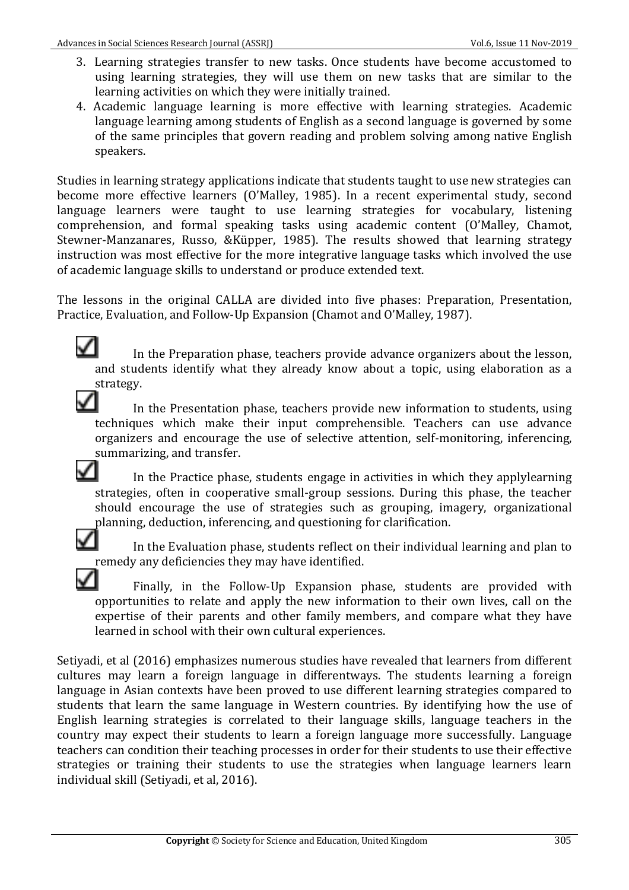3. Learning strategies transfer to new tasks. Once students have become accustomed to using learning strategies, they will use them on new tasks that are similar to the learning activities on which they were initially trained.
4. Academic language learning is more effective with learning strategies. Academic language learning among students of English as a second language is governed by some of the same principles that govern reading and problem solving among native English speakers.

Studies in learning strategy applications indicate that students taught to use new strategies can become more effective learners (O'Malley, 1985). In a recent experimental study, second language learners were taught to use learning strategies for vocabulary, listening comprehension, and formal speaking tasks using academic content (O'Malley, Chamot, Stewner-Manzanares, Russo, &Küpper, 1985). The results showed that learning strategy instruction was most effective for the more integrative language tasks which involved the use of academic language skills to understand or produce extended text.

The lessons in the original CALLA are divided into five phases: Preparation, Presentation, Practice, Evaluation, and Follow-Up Expansion (Chamot and O'Malley, 1987).

- ☑ In the Preparation phase, teachers provide advance organizers about the lesson, and students identify what they already know about a topic, using elaboration as a strategy.
- ☑ In the Presentation phase, teachers provide new information to students, using techniques which make their input comprehensible. Teachers can use advance organizers and encourage the use of selective attention, self-monitoring, inferencing, summarizing, and transfer.
- ☑ In the Practice phase, students engage in activities in which they applylearning strategies, often in cooperative small-group sessions. During this phase, the teacher should encourage the use of strategies such as grouping, imagery, organizational planning, deduction, inferencing, and questioning for clarification.
- ☑ In the Evaluation phase, students reflect on their individual learning and plan to remedy any deficiencies they may have identified.
- ☑ Finally, in the Follow-Up Expansion phase, students are provided with opportunities to relate and apply the new information to their own lives, call on the expertise of their parents and other family members, and compare what they have learned in school with their own cultural experiences.

Setiyadi, et al (2016) emphasizes numerous studies have revealed that learners from different cultures may learn a foreign language in differentways. The students learning a foreign language in Asian contexts have been proved to use different learning strategies compared to students that learn the same language in Western countries. By identifying how the use of English learning strategies is correlated to their language skills, language teachers in the country may expect their students to learn a foreign language more successfully. Language teachers can condition their teaching processes in order for their students to use their effective strategies or training their students to use the strategies when language learners learn individual skill (Setiyadi, et al, 2016).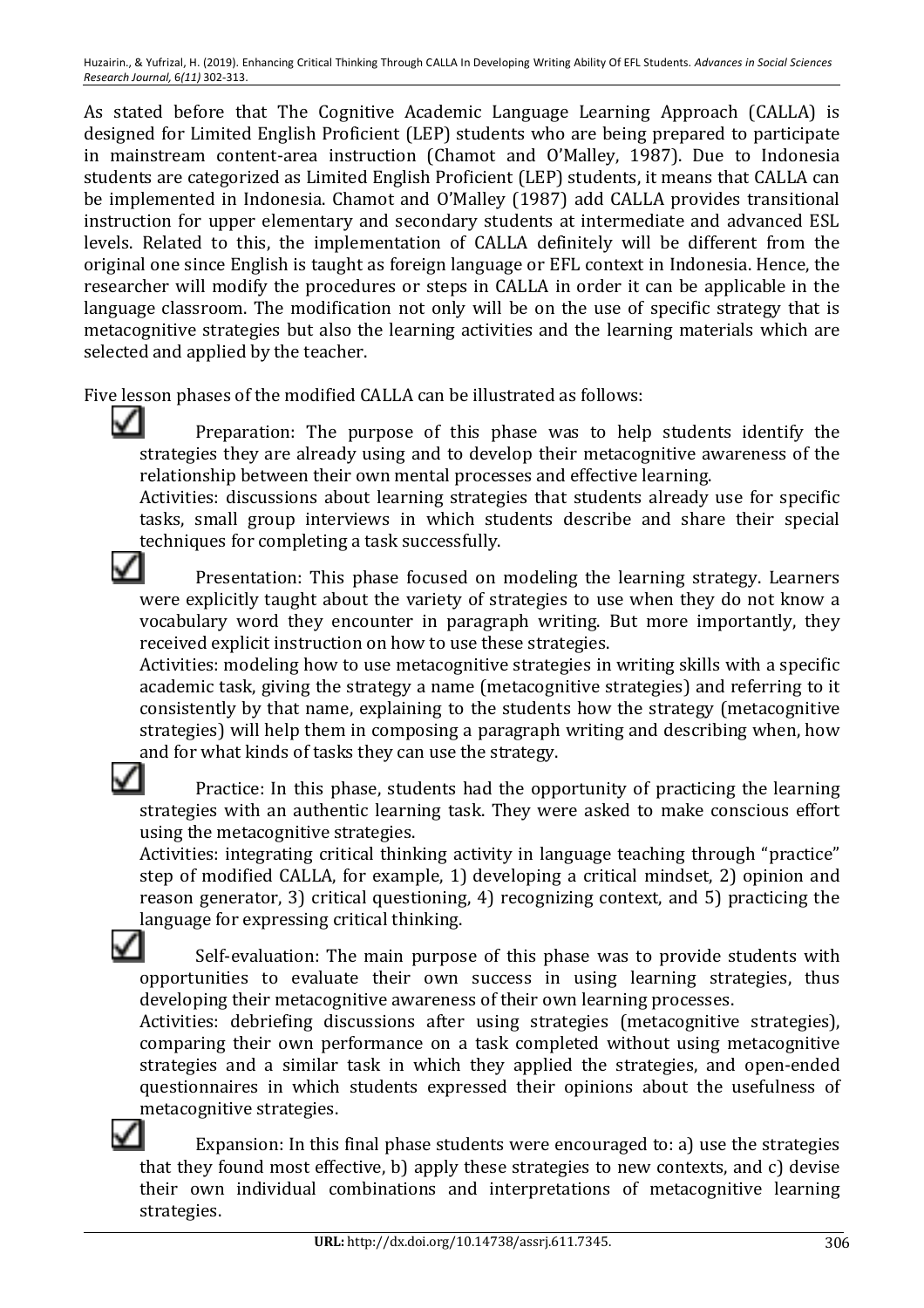As stated before that The Cognitive Academic Language Learning Approach (CALLA) is designed for Limited English Proficient (LEP) students who are being prepared to participate in mainstream content-area instruction (Chamot and O'Malley, 1987). Due to Indonesia students are categorized as Limited English Proficient (LEP) students, it means that CALLA can be implemented in Indonesia. Chamot and O'Malley (1987) add CALLA provides transitional instruction for upper elementary and secondary students at intermediate and advanced ESL levels. Related to this, the implementation of CALLA definitely will be different from the original one since English is taught as foreign language or EFL context in Indonesia. Hence, the researcher will modify the procedures or steps in CALLA in order it can be applicable in the language classroom. The modification not only will be on the use of specific strategy that is metacognitive strategies but also the learning activities and the learning materials which are selected and applied by the teacher.

Five lesson phases of the modified CALLA can be illustrated as follows:

- ☑ Preparation: The purpose of this phase was to help students identify the strategies they are already using and to develop their metacognitive awareness of the relationship between their own mental processes and effective learning.
  Activities: discussions about learning strategies that students already use for specific tasks, small group interviews in which students describe and share their special techniques for completing a task successfully.
- ☑ Presentation: This phase focused on modeling the learning strategy. Learners were explicitly taught about the variety of strategies to use when they do not know a vocabulary word they encounter in paragraph writing. But more importantly, they received explicit instruction on how to use these strategies.
  Activities: modeling how to use metacognitive strategies in writing skills with a specific academic task, giving the strategy a name (metacognitive strategies) and referring to it consistently by that name, explaining to the students how the strategy (metacognitive strategies) will help them in composing a paragraph writing and describing when, how and for what kinds of tasks they can use the strategy.
- ☑ Practice: In this phase, students had the opportunity of practicing the learning strategies with an authentic learning task. They were asked to make conscious effort using the metacognitive strategies.
  Activities: integrating critical thinking activity in language teaching through "practice" step of modified CALLA, for example, 1) developing a critical mindset, 2) opinion and reason generator, 3) critical questioning, 4) recognizing context, and 5) practicing the language for expressing critical thinking.
- ☑ Self-evaluation: The main purpose of this phase was to provide students with opportunities to evaluate their own success in using learning strategies, thus developing their metacognitive awareness of their own learning processes.
  Activities: debriefing discussions after using strategies (metacognitive strategies), comparing their own performance on a task completed without using metacognitive strategies and a similar task in which they applied the strategies, and open-ended questionnaires in which students expressed their opinions about the usefulness of metacognitive strategies.
- ☑ Expansion: In this final phase students were encouraged to: a) use the strategies that they found most effective, b) apply these strategies to new contexts, and c) devise their own individual combinations and interpretations of metacognitive learning strategies.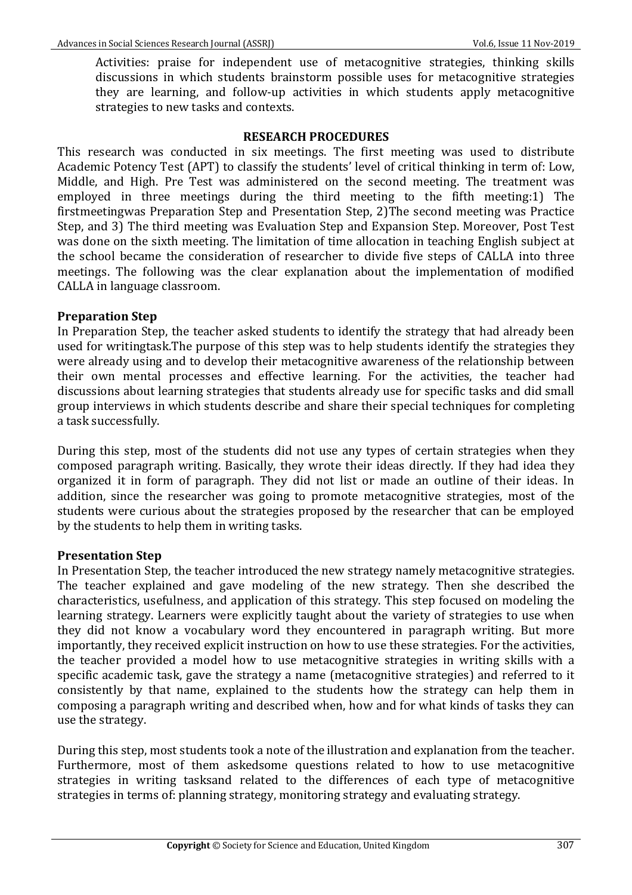Activities: praise for independent use of metacognitive strategies, thinking skills discussions in which students brainstorm possible uses for metacognitive strategies they are learning, and follow-up activities in which students apply metacognitive strategies to new tasks and contexts.

## RESEARCH PROCEDURES

This research was conducted in six meetings. The first meeting was used to distribute Academic Potency Test (APT) to classify the students' level of critical thinking in term of: Low, Middle, and High. Pre Test was administered on the second meeting. The treatment was employed in three meetings during the third meeting to the fifth meeting:1) The firstmeetingwas Preparation Step and Presentation Step, 2)The second meeting was Practice Step, and 3) The third meeting was Evaluation Step and Expansion Step. Moreover, Post Test was done on the sixth meeting. The limitation of time allocation in teaching English subject at the school became the consideration of researcher to divide five steps of CALLA into three meetings. The following was the clear explanation about the implementation of modified CALLA in language classroom.

### Preparation Step

In Preparation Step, the teacher asked students to identify the strategy that had already been used for writingtask.The purpose of this step was to help students identify the strategies they were already using and to develop their metacognitive awareness of the relationship between their own mental processes and effective learning. For the activities, the teacher had discussions about learning strategies that students already use for specific tasks and did small group interviews in which students describe and share their special techniques for completing a task successfully.

During this step, most of the students did not use any types of certain strategies when they composed paragraph writing. Basically, they wrote their ideas directly. If they had idea they organized it in form of paragraph. They did not list or made an outline of their ideas. In addition, since the researcher was going to promote metacognitive strategies, most of the students were curious about the strategies proposed by the researcher that can be employed by the students to help them in writing tasks.

### Presentation Step

In Presentation Step, the teacher introduced the new strategy namely metacognitive strategies. The teacher explained and gave modeling of the new strategy. Then she described the characteristics, usefulness, and application of this strategy. This step focused on modeling the learning strategy. Learners were explicitly taught about the variety of strategies to use when they did not know a vocabulary word they encountered in paragraph writing. But more importantly, they received explicit instruction on how to use these strategies. For the activities, the teacher provided a model how to use metacognitive strategies in writing skills with a specific academic task, gave the strategy a name (metacognitive strategies) and referred to it consistently by that name, explained to the students how the strategy can help them in composing a paragraph writing and described when, how and for what kinds of tasks they can use the strategy.

During this step, most students took a note of the illustration and explanation from the teacher. Furthermore, most of them askedsome questions related to how to use metacognitive strategies in writing tasksand related to the differences of each type of metacognitive strategies in terms of: planning strategy, monitoring strategy and evaluating strategy.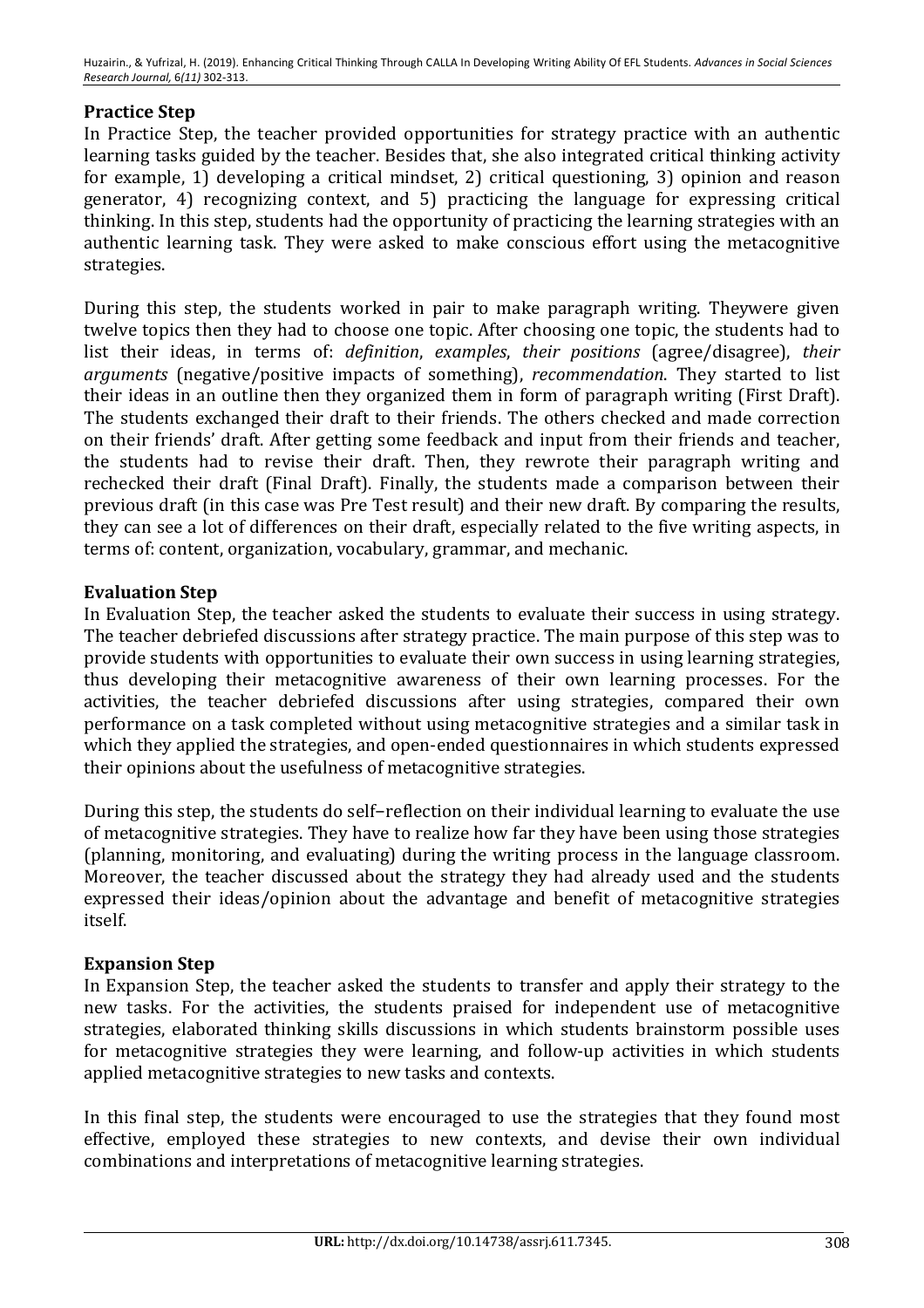## Practice Step

In Practice Step, the teacher provided opportunities for strategy practice with an authentic learning tasks guided by the teacher. Besides that, she also integrated critical thinking activity for example, 1) developing a critical mindset, 2) critical questioning, 3) opinion and reason generator, 4) recognizing context, and 5) practicing the language for expressing critical thinking. In this step, students had the opportunity of practicing the learning strategies with an authentic learning task. They were asked to make conscious effort using the metacognitive strategies.

During this step, the students worked in pair to make paragraph writing. Theywere given twelve topics then they had to choose one topic. After choosing one topic, the students had to list their ideas, in terms of: *definition*, *examples*, *their positions* (agree/disagree), *their arguments* (negative/positive impacts of something), *recommendation*. They started to list their ideas in an outline then they organized them in form of paragraph writing (First Draft). The students exchanged their draft to their friends. The others checked and made correction on their friends' draft. After getting some feedback and input from their friends and teacher, the students had to revise their draft. Then, they rewrote their paragraph writing and rechecked their draft (Final Draft). Finally, the students made a comparison between their previous draft (in this case was Pre Test result) and their new draft. By comparing the results, they can see a lot of differences on their draft, especially related to the five writing aspects, in terms of: content, organization, vocabulary, grammar, and mechanic.

## Evaluation Step

In Evaluation Step, the teacher asked the students to evaluate their success in using strategy. The teacher debriefed discussions after strategy practice. The main purpose of this step was to provide students with opportunities to evaluate their own success in using learning strategies, thus developing their metacognitive awareness of their own learning processes. For the activities, the teacher debriefed discussions after using strategies, compared their own performance on a task completed without using metacognitive strategies and a similar task in which they applied the strategies, and open-ended questionnaires in which students expressed their opinions about the usefulness of metacognitive strategies.

During this step, the students do self–reflection on their individual learning to evaluate the use of metacognitive strategies. They have to realize how far they have been using those strategies (planning, monitoring, and evaluating) during the writing process in the language classroom. Moreover, the teacher discussed about the strategy they had already used and the students expressed their ideas/opinion about the advantage and benefit of metacognitive strategies itself.

## Expansion Step

In Expansion Step, the teacher asked the students to transfer and apply their strategy to the new tasks. For the activities, the students praised for independent use of metacognitive strategies, elaborated thinking skills discussions in which students brainstorm possible uses for metacognitive strategies they were learning, and follow-up activities in which students applied metacognitive strategies to new tasks and contexts.

In this final step, the students were encouraged to use the strategies that they found most effective, employed these strategies to new contexts, and devise their own individual combinations and interpretations of metacognitive learning strategies.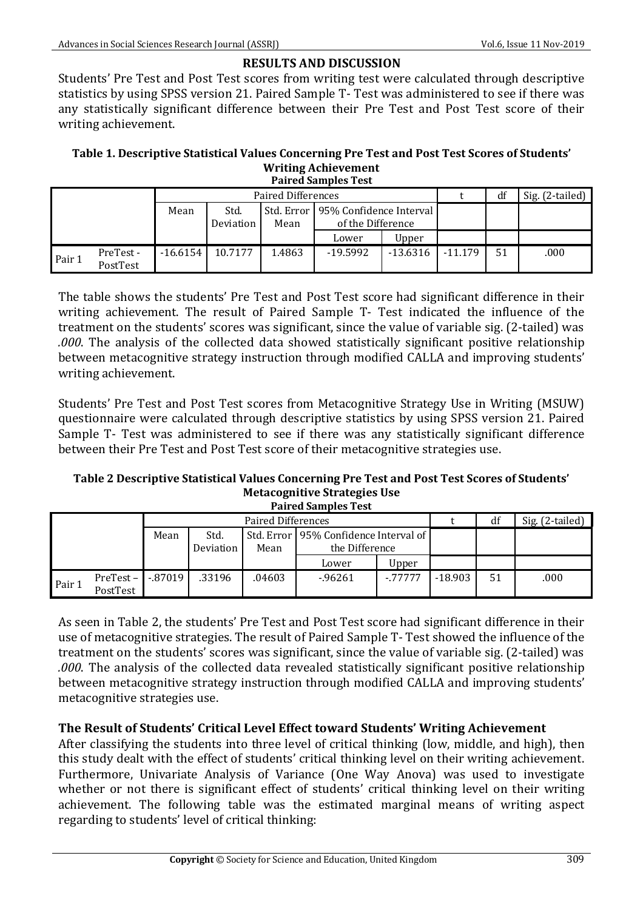## RESULTS AND DISCUSSION

Students' Pre Test and Post Test scores from writing test were calculated through descriptive statistics by using SPSS version 21. Paired Sample T- Test was administered to see if there was any statistically significant difference between their Pre Test and Post Test score of their writing achievement.

**Table 1. Descriptive Statistical Values Concerning Pre Test and Post Test Scores of Students' Writing Achievement**

**Paired Samples Test**

| | | Paired Differences | | | | | t | df | Sig. (2-tailed) |
|---|---|---|---|---|---|---|---|---|---|
| | | Mean | Std. Deviation | Std. Error Mean | 95% Confidence Interval of the Difference | | | | |
| | | | | | Lower | Upper | | | |
| Pair 1 | PreTest - PostTest | -16.6154 | 10.7177 | 1.4863 | -19.5992 | -13.6316 | -11.179 | 51 | .000 |

The table shows the students' Pre Test and Post Test score had significant difference in their writing achievement. The result of Paired Sample T- Test indicated the influence of the treatment on the students' scores was significant, since the value of variable sig. (2-tailed) was *.000*. The analysis of the collected data showed statistically significant positive relationship between metacognitive strategy instruction through modified CALLA and improving students' writing achievement.

Students' Pre Test and Post Test scores from Metacognitive Strategy Use in Writing (MSUW) questionnaire were calculated through descriptive statistics by using SPSS version 21. Paired Sample T- Test was administered to see if there was any statistically significant difference between their Pre Test and Post Test score of their metacognitive strategies use.

**Table 2 Descriptive Statistical Values Concerning Pre Test and Post Test Scores of Students' Metacognitive Strategies Use**

**Paired Samples Test**

| | | Paired Differences | | | | | t | df | Sig. (2-tailed) |
|---|---|---|---|---|---|---|---|---|---|
| | | Mean | Std. Deviation | Std. Error Mean | 95% Confidence Interval of the Difference | | | | |
| | | | | | Lower | Upper | | | |
| Pair 1 | PreTest – PostTest | -.87019 | .33196 | .04603 | -.96261 | -.77777 | -18.903 | 51 | .000 |

As seen in Table 2, the students' Pre Test and Post Test score had significant difference in their use of metacognitive strategies. The result of Paired Sample T- Test showed the influence of the treatment on the students' scores was significant, since the value of variable sig. (2-tailed) was *.000*. The analysis of the collected data revealed statistically significant positive relationship between metacognitive strategy instruction through modified CALLA and improving students' metacognitive strategies use.

### The Result of Students' Critical Level Effect toward Students' Writing Achievement

After classifying the students into three level of critical thinking (low, middle, and high), then this study dealt with the effect of students' critical thinking level on their writing achievement. Furthermore, Univariate Analysis of Variance (One Way Anova) was used to investigate whether or not there is significant effect of students' critical thinking level on their writing achievement. The following table was the estimated marginal means of writing aspect regarding to students' level of critical thinking: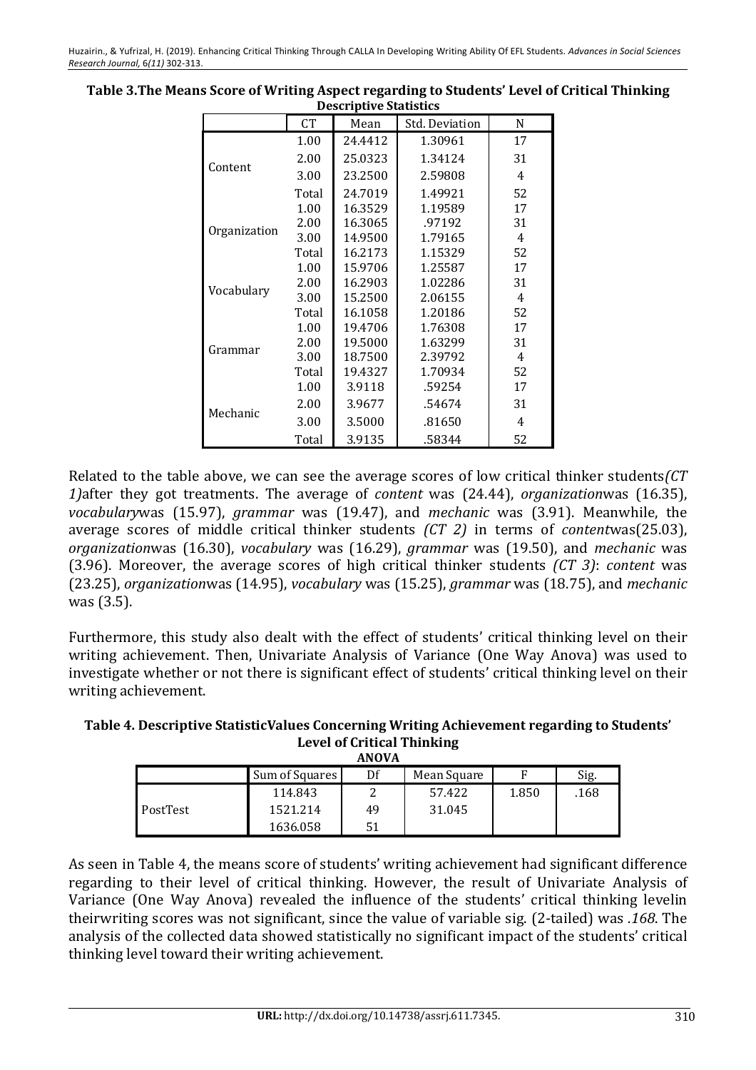**Table 3.The Means Score of Writing Aspect regarding to Students' Level of Critical Thinking**

**Descriptive Statistics**

| | CT | Mean | Std. Deviation | N |
|---|---|---|---|---|
| Content | 1.00 | 24.4412 | 1.30961 | 17 |
| | 2.00 | 25.0323 | 1.34124 | 31 |
| | 3.00 | 23.2500 | 2.59808 | 4 |
| | Total | 24.7019 | 1.49921 | 52 |
| Organization | 1.00 | 16.3529 | 1.19589 | 17 |
| | 2.00 | 16.3065 | .97192 | 31 |
| | 3.00 | 14.9500 | 1.79165 | 4 |
| | Total | 16.2173 | 1.15329 | 52 |
| Vocabulary | 1.00 | 15.9706 | 1.25587 | 17 |
| | 2.00 | 16.2903 | 1.02286 | 31 |
| | 3.00 | 15.2500 | 2.06155 | 4 |
| | Total | 16.1058 | 1.20186 | 52 |
| Grammar | 1.00 | 19.4706 | 1.76308 | 17 |
| | 2.00 | 19.5000 | 1.63299 | 31 |
| | 3.00 | 18.7500 | 2.39792 | 4 |
| | Total | 19.4327 | 1.70934 | 52 |
| Mechanic | 1.00 | 3.9118 | .59254 | 17 |
| | 2.00 | 3.9677 | .54674 | 31 |
| | 3.00 | 3.5000 | .81650 | 4 |
| | Total | 3.9135 | .58344 | 52 |

Related to the table above, we can see the average scores of low critical thinker students*(CT 1)*after they got treatments. The average of *content* was (24.44), *organization*was (16.35), *vocabulary*was (15.97), *grammar* was (19.47), and *mechanic* was (3.91). Meanwhile, the average scores of middle critical thinker students *(CT 2)* in terms of *content*was(25.03), *organization*was (16.30), *vocabulary* was (16.29), *grammar* was (19.50), and *mechanic* was (3.96). Moreover, the average scores of high critical thinker students *(CT 3)*: *content* was (23.25), *organization*was (14.95), *vocabulary* was (15.25), *grammar* was (18.75), and *mechanic* was (3.5).

Furthermore, this study also dealt with the effect of students' critical thinking level on their writing achievement. Then, Univariate Analysis of Variance (One Way Anova) was used to investigate whether or not there is significant effect of students' critical thinking level on their writing achievement.

**Table 4. Descriptive StatisticValues Concerning Writing Achievement regarding to Students' Level of Critical Thinking**

**ANOVA**

| | Sum of Squares | Df | Mean Square | F | Sig. |
|---|---|---|---|---|---|
| PostTest | 114.843 | 2 | 57.422 | 1.850 | .168 |
| | 1521.214 | 49 | 31.045 | | |
| | 1636.058 | 51 | | | |

As seen in Table 4, the means score of students' writing achievement had significant difference regarding to their level of critical thinking. However, the result of Univariate Analysis of Variance (One Way Anova) revealed the influence of the students' critical thinking levelin theirwriting scores was not significant, since the value of variable sig. (2-tailed) was *.168*. The analysis of the collected data showed statistically no significant impact of the students' critical thinking level toward their writing achievement.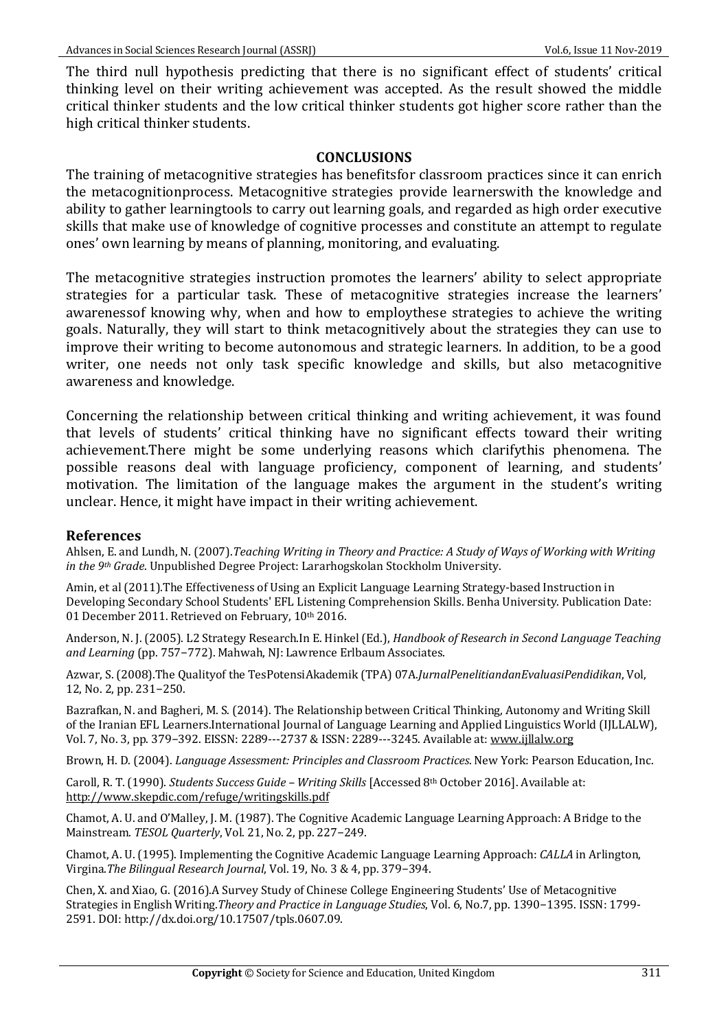The third null hypothesis predicting that there is no significant effect of students' critical thinking level on their writing achievement was accepted. As the result showed the middle critical thinker students and the low critical thinker students got higher score rather than the high critical thinker students.

## CONCLUSIONS

The training of metacognitive strategies has benefitsfor classroom practices since it can enrich the metacognitionprocess. Metacognitive strategies provide learnerswith the knowledge and ability to gather learningtools to carry out learning goals, and regarded as high order executive skills that make use of knowledge of cognitive processes and constitute an attempt to regulate ones' own learning by means of planning, monitoring, and evaluating.

The metacognitive strategies instruction promotes the learners' ability to select appropriate strategies for a particular task. These of metacognitive strategies increase the learners' awarenessof knowing why, when and how to employthese strategies to achieve the writing goals. Naturally, they will start to think metacognitively about the strategies they can use to improve their writing to become autonomous and strategic learners. In addition, to be a good writer, one needs not only task specific knowledge and skills, but also metacognitive awareness and knowledge.

Concerning the relationship between critical thinking and writing achievement, it was found that levels of students' critical thinking have no significant effects toward their writing achievement.There might be some underlying reasons which clarifythis phenomena. The possible reasons deal with language proficiency, component of learning, and students' motivation. The limitation of the language makes the argument in the student's writing unclear. Hence, it might have impact in their writing achievement.

## References

Ahlsen, E. and Lundh, N. (2007).*Teaching Writing in Theory and Practice: A Study of Ways of Working with Writing in the 9th Grade*. Unpublished Degree Project: Lararhogskolan Stockholm University.

Amin, et al (2011).The Effectiveness of Using an Explicit Language Learning Strategy-based Instruction in Developing Secondary School Students' EFL Listening Comprehension Skills. Benha University. Publication Date: 01 December 2011. Retrieved on February, 10th 2016.

Anderson, N. J. (2005). L2 Strategy Research.In E. Hinkel (Ed.), *Handbook of Research in Second Language Teaching and Learning* (pp. 757−772). Mahwah, NJ: Lawrence Erlbaum Associates.

Azwar, S. (2008).The Qualityof the TesPotensiAkademik (TPA) 07A.*JurnalPenelitiandanEvaluasiPendidikan*, Vol, 12, No. 2, pp. 231−250.

Bazrafkan, N. and Bagheri, M. S. (2014). The Relationship between Critical Thinking, Autonomy and Writing Skill of the Iranian EFL Learners.International Journal of Language Learning and Applied Linguistics World (IJLLALW), Vol. 7, No. 3, pp. 379−392. EISSN: 2289---2737 & ISSN: 2289---3245. Available at: www.ijllalw.org

Brown, H. D. (2004). *Language Assessment: Principles and Classroom Practices*. New York: Pearson Education, Inc.

Caroll, R. T. (1990). *Students Success Guide – Writing Skills* [Accessed 8th October 2016]. Available at: http://www.skepdic.com/refuge/writingskills.pdf

Chamot, A. U. and O'Malley, J. M. (1987). The Cognitive Academic Language Learning Approach: A Bridge to the Mainstream. *TESOL Quarterly*, Vol. 21, No. 2, pp. 227−249.

Chamot, A. U. (1995). Implementing the Cognitive Academic Language Learning Approach: *CALLA* in Arlington, Virgina.*The Bilingual Research Journal*, Vol. 19, No. 3 & 4, pp. 379−394.

Chen, X. and Xiao, G. (2016).A Survey Study of Chinese College Engineering Students' Use of Metacognitive Strategies in English Writing.*Theory and Practice in Language Studies*, Vol. 6, No.7, pp. 1390−1395. ISSN: 1799-2591. DOI: http://dx.doi.org/10.17507/tpls.0607.09.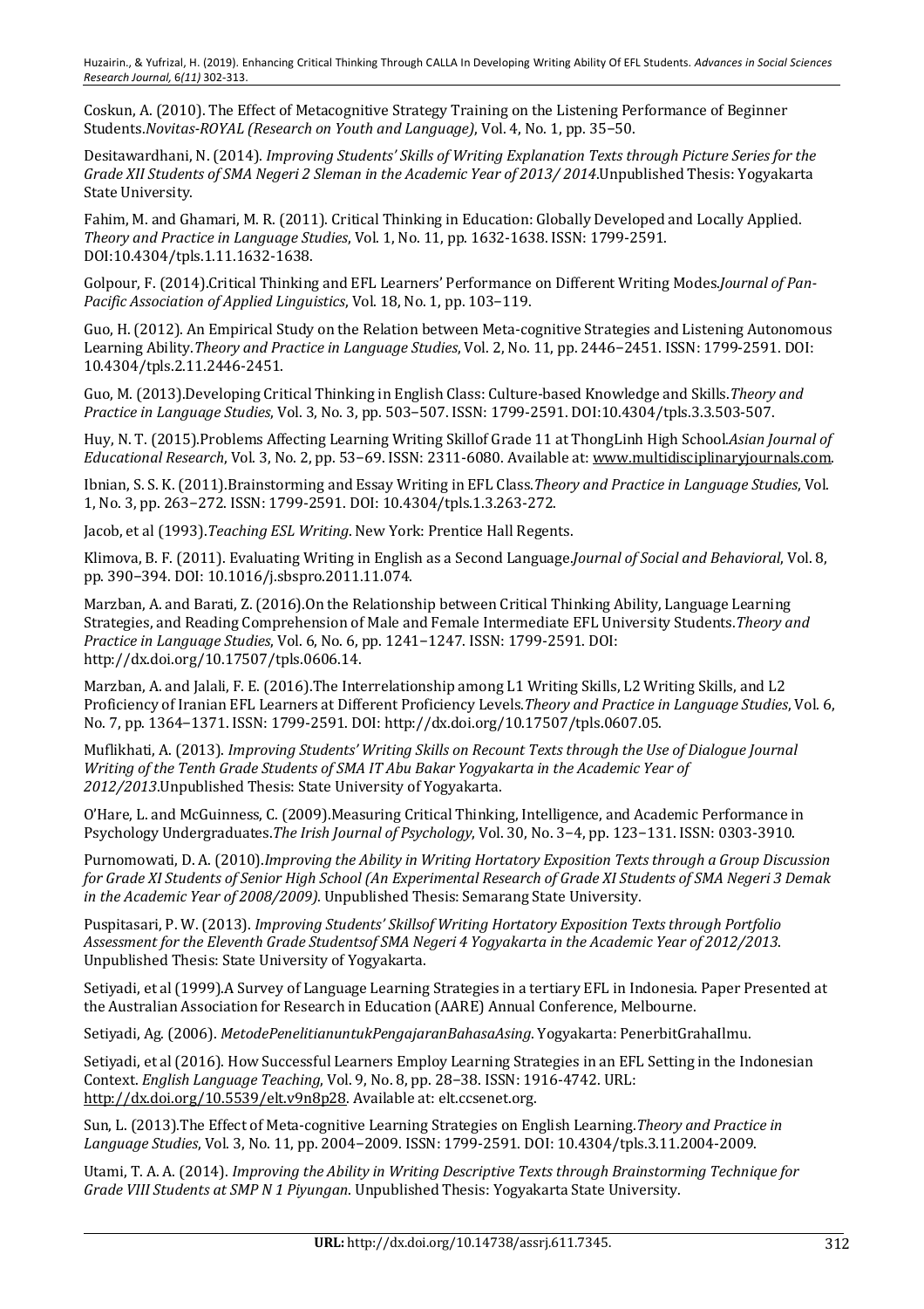Coskun, A. (2010). The Effect of Metacognitive Strategy Training on the Listening Performance of Beginner Students.*Novitas-ROYAL (Research on Youth and Language)*, Vol. 4, No. 1, pp. 35–50.

Desitawardhani, N. (2014). *Improving Students' Skills of Writing Explanation Texts through Picture Series for the Grade XII Students of SMA Negeri 2 Sleman in the Academic Year of 2013/ 2014*.Unpublished Thesis: Yogyakarta State University.

Fahim, M. and Ghamari, M. R. (2011). Critical Thinking in Education: Globally Developed and Locally Applied. *Theory and Practice in Language Studies*, Vol. 1, No. 11, pp. 1632-1638. ISSN: 1799-2591. DOI:10.4304/tpls.1.11.1632-1638.

Golpour, F. (2014).Critical Thinking and EFL Learners' Performance on Different Writing Modes.*Journal of Pan-Pacific Association of Applied Linguistics*, Vol. 18, No. 1, pp. 103–119.

Guo, H. (2012). An Empirical Study on the Relation between Meta-cognitive Strategies and Listening Autonomous Learning Ability.*Theory and Practice in Language Studies*, Vol. 2, No. 11, pp. 2446–2451. ISSN: 1799-2591. DOI: 10.4304/tpls.2.11.2446-2451.

Guo, M. (2013).Developing Critical Thinking in English Class: Culture-based Knowledge and Skills.*Theory and Practice in Language Studies*, Vol. 3, No. 3, pp. 503–507. ISSN: 1799-2591. DOI:10.4304/tpls.3.3.503-507.

Huy, N. T. (2015).Problems Affecting Learning Writing Skillof Grade 11 at ThongLinh High School.*Asian Journal of Educational Research*, Vol. 3, No. 2, pp. 53–69. ISSN: 2311-6080. Available at: www.multidisciplinaryjournals.com.

Ibnian, S. S. K. (2011).Brainstorming and Essay Writing in EFL Class.*Theory and Practice in Language Studies*, Vol. 1, No. 3, pp. 263–272. ISSN: 1799-2591. DOI: 10.4304/tpls.1.3.263-272.

Jacob, et al (1993).*Teaching ESL Writing*. New York: Prentice Hall Regents.

Klimova, B. F. (2011). Evaluating Writing in English as a Second Language.*Journal of Social and Behavioral*, Vol. 8, pp. 390–394. DOI: 10.1016/j.sbspro.2011.11.074.

Marzban, A. and Barati, Z. (2016).On the Relationship between Critical Thinking Ability, Language Learning Strategies, and Reading Comprehension of Male and Female Intermediate EFL University Students.*Theory and Practice in Language Studies*, Vol. 6, No. 6, pp. 1241–1247. ISSN: 1799-2591. DOI: http://dx.doi.org/10.17507/tpls.0606.14.

Marzban, A. and Jalali, F. E. (2016).The Interrelationship among L1 Writing Skills, L2 Writing Skills, and L2 Proficiency of Iranian EFL Learners at Different Proficiency Levels.*Theory and Practice in Language Studies*, Vol. 6, No. 7, pp. 1364–1371. ISSN: 1799-2591. DOI: http://dx.doi.org/10.17507/tpls.0607.05.

Muflikhati, A. (2013). *Improving Students' Writing Skills on Recount Texts through the Use of Dialogue Journal Writing of the Tenth Grade Students of SMA IT Abu Bakar Yogyakarta in the Academic Year of 2012/2013*.Unpublished Thesis: State University of Yogyakarta.

O'Hare, L. and McGuinness, C. (2009).Measuring Critical Thinking, Intelligence, and Academic Performance in Psychology Undergraduates.*The Irish Journal of Psychology*, Vol. 30, No. 3–4, pp. 123–131. ISSN: 0303-3910.

Purnomowati, D. A. (2010).*Improving the Ability in Writing Hortatory Exposition Texts through a Group Discussion for Grade XI Students of Senior High School (An Experimental Research of Grade XI Students of SMA Negeri 3 Demak in the Academic Year of 2008/2009)*. Unpublished Thesis: Semarang State University.

Puspitasari, P. W. (2013). *Improving Students' Skillsof Writing Hortatory Exposition Texts through Portfolio Assessment for the Eleventh Grade Studentsof SMA Negeri 4 Yogyakarta in the Academic Year of 2012/2013*. Unpublished Thesis: State University of Yogyakarta.

Setiyadi, et al (1999).A Survey of Language Learning Strategies in a tertiary EFL in Indonesia. Paper Presented at the Australian Association for Research in Education (AARE) Annual Conference, Melbourne.

Setiyadi, Ag. (2006). *MetodePenelitianuntukPengajaranBahasaAsing*. Yogyakarta: PenerbitGrahaIlmu.

Setiyadi, et al (2016). How Successful Learners Employ Learning Strategies in an EFL Setting in the Indonesian Context. *English Language Teaching*, Vol. 9, No. 8, pp. 28–38. ISSN: 1916-4742. URL: http://dx.doi.org/10.5539/elt.v9n8p28. Available at: elt.ccsenet.org.

Sun, L. (2013).The Effect of Meta-cognitive Learning Strategies on English Learning.*Theory and Practice in Language Studies*, Vol. 3, No. 11, pp. 2004–2009. ISSN: 1799-2591. DOI: 10.4304/tpls.3.11.2004-2009.

Utami, T. A. A. (2014). *Improving the Ability in Writing Descriptive Texts through Brainstorming Technique for Grade VIII Students at SMP N 1 Piyungan*. Unpublished Thesis: Yogyakarta State University.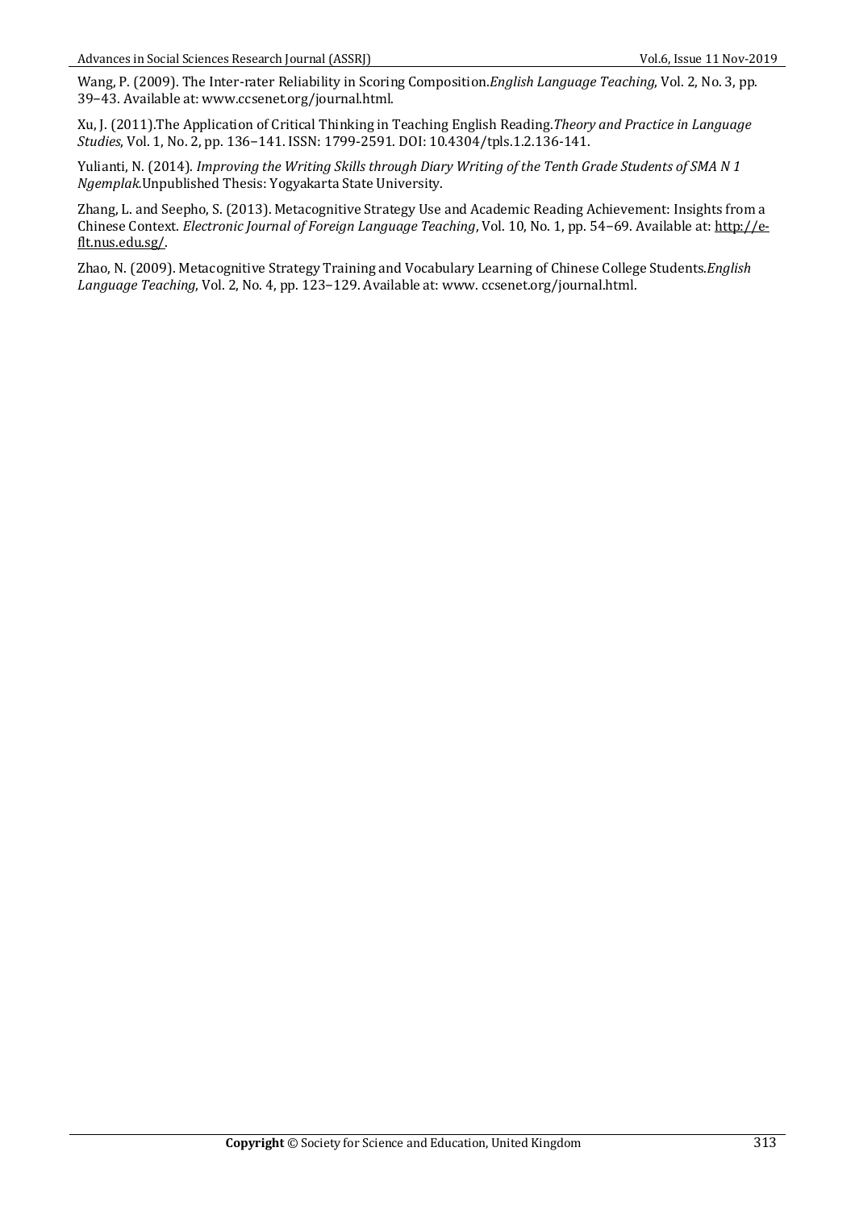Wang, P. (2009). The Inter-rater Reliability in Scoring Composition.*English Language Teaching*, Vol. 2, No. 3, pp. 39–43. Available at: www.ccsenet.org/journal.html.

Xu, J. (2011).The Application of Critical Thinking in Teaching English Reading.*Theory and Practice in Language Studies*, Vol. 1, No. 2, pp. 136–141. ISSN: 1799-2591. DOI: 10.4304/tpls.1.2.136-141.

Yulianti, N. (2014). *Improving the Writing Skills through Diary Writing of the Tenth Grade Students of SMA N 1 Ngemplak.*Unpublished Thesis: Yogyakarta State University.

Zhang, L. and Seepho, S. (2013). Metacognitive Strategy Use and Academic Reading Achievement: Insights from a Chinese Context. *Electronic Journal of Foreign Language Teaching*, Vol. 10, No. 1, pp. 54–69. Available at: http://e-flt.nus.edu.sg/.

Zhao, N. (2009). Metacognitive Strategy Training and Vocabulary Learning of Chinese College Students.*English Language Teaching*, Vol. 2, No. 4, pp. 123–129. Available at: www. ccsenet.org/journal.html.